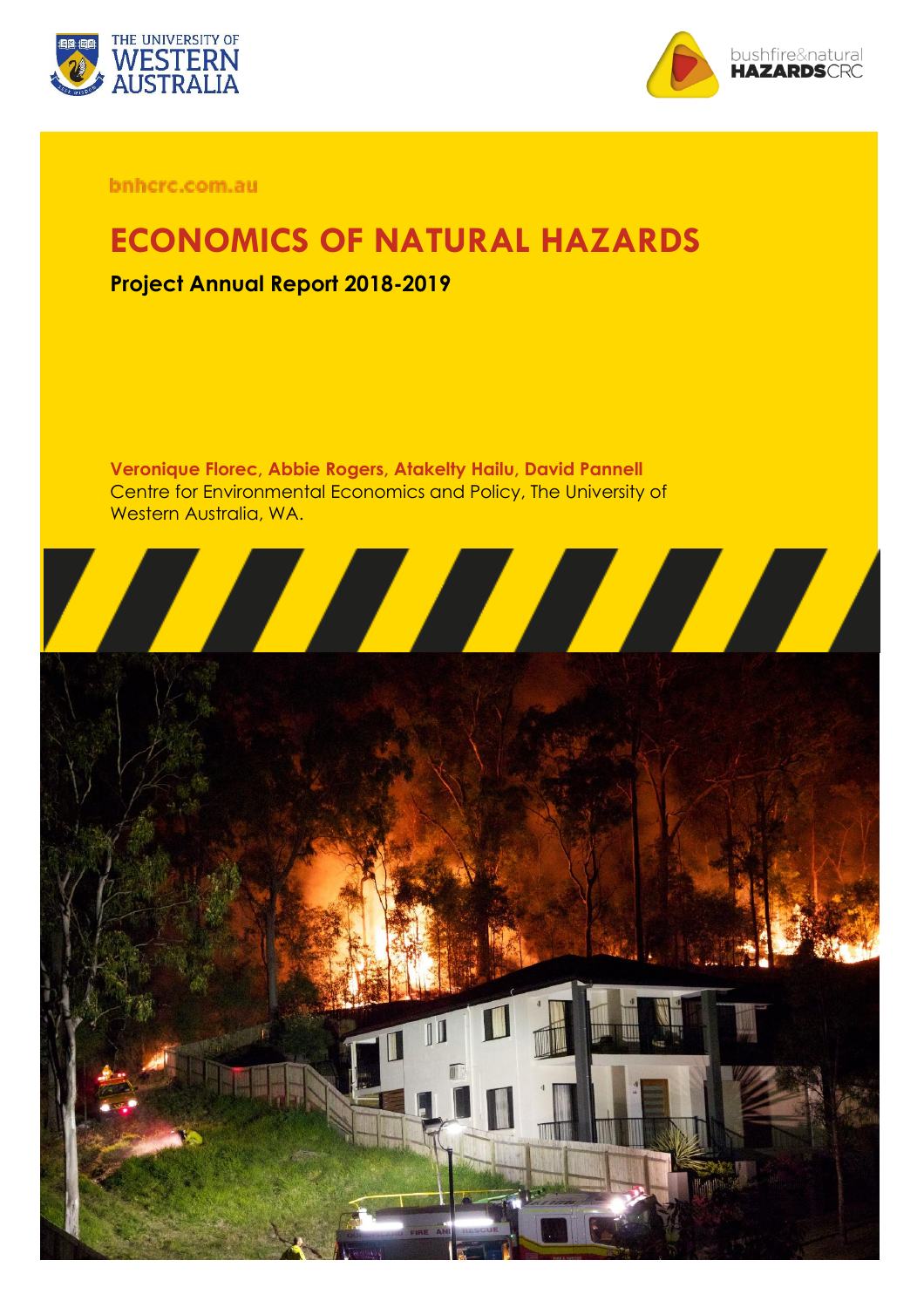bnhcrc.com.au

# ECONOMICS OF NATURAL HAZARDS

**Project Annual Report 2018-2019**

**Veronique Florec, Abbie Rogers, Atakelty Hailu, David Pannell**
Centre for Environmental Economics and Policy, The University of Western Australia, WA.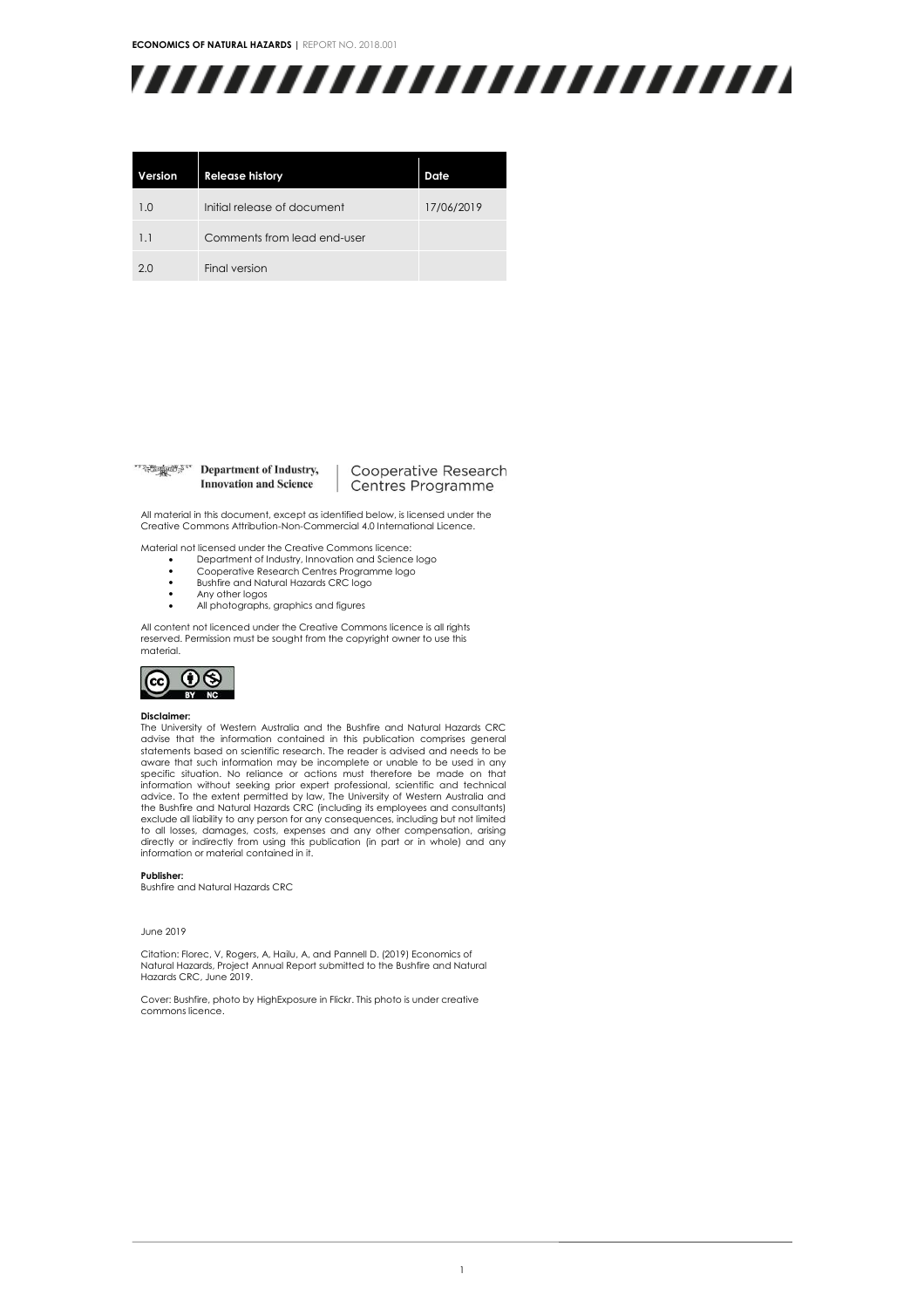| Version | Release history | Date |
|---|---|---|
| 1.0 | Initial release of document | 17/06/2019 |
| 1.1 | Comments from lead end-user | |
| 2.0 | Final version | |

Department of Industry, Innovation and Science | Cooperative Research Centres Programme

All material in this document, except as identified below, is licensed under the Creative Commons Attribution-Non-Commercial 4.0 International Licence.

Material not licensed under the Creative Commons licence:

- Department of Industry, Innovation and Science logo
- Cooperative Research Centres Programme logo
- Bushfire and Natural Hazards CRC logo
- Any other logos
- All photographs, graphics and figures

All content not licenced under the Creative Commons licence is all rights reserved. Permission must be sought from the copyright owner to use this material.

**Disclaimer:**
The University of Western Australia and the Bushfire and Natural Hazards CRC advise that the information contained in this publication comprises general statements based on scientific research. The reader is advised and needs to be aware that such information may be incomplete or unable to be used in any specific situation. No reliance or actions must therefore be made on that information without seeking prior expert professional, scientific and technical advice. To the extent permitted by law, The University of Western Australia and the Bushfire and Natural Hazards CRC (including its employees and consultants) exclude all liability to any person for any consequences, including but not limited to all losses, damages, costs, expenses and any other compensation, arising directly or indirectly from using this publication (in part or in whole) and any information or material contained in it.

**Publisher:**
Bushfire and Natural Hazards CRC

June 2019

Citation: Florec, V, Rogers, A, Hailu, A, and Pannell D. (2019) Economics of Natural Hazards, Project Annual Report submitted to the Bushfire and Natural Hazards CRC, June 2019.

Cover: Bushfire, photo by HighExposure in Flickr. This photo is under creative commons licence.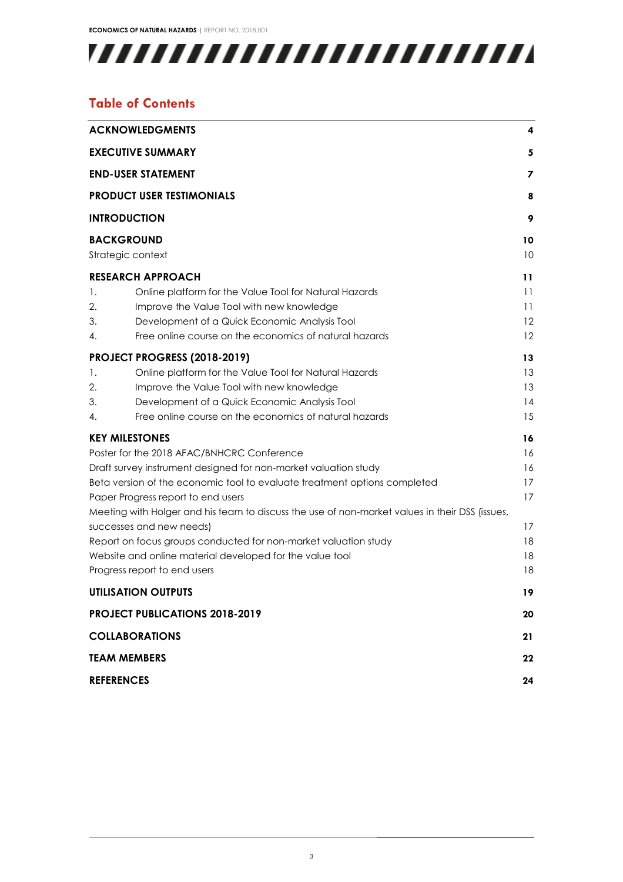## Table of Contents

| | |
|---|---|
| **ACKNOWLEDGMENTS** | **4** |
| **EXECUTIVE SUMMARY** | **5** |
| **END-USER STATEMENT** | **7** |
| **PRODUCT USER TESTIMONIALS** | **8** |
| **INTRODUCTION** | **9** |
| **BACKGROUND** | **10** |
| Strategic context | 10 |
| **RESEARCH APPROACH** | **11** |
| 1. Online platform for the Value Tool for Natural Hazards | 11 |
| 2. Improve the Value Tool with new knowledge | 11 |
| 3. Development of a Quick Economic Analysis Tool | 12 |
| 4. Free online course on the economics of natural hazards | 12 |
| **PROJECT PROGRESS (2018-2019)** | **13** |
| 1. Online platform for the Value Tool for Natural Hazards | 13 |
| 2. Improve the Value Tool with new knowledge | 13 |
| 3. Development of a Quick Economic Analysis Tool | 14 |
| 4. Free online course on the economics of natural hazards | 15 |
| **KEY MILESTONES** | **16** |
| Poster for the 2018 AFAC/BNHCRC Conference | 16 |
| Draft survey instrument designed for non-market valuation study | 16 |
| Beta version of the economic tool to evaluate treatment options completed | 17 |
| Paper Progress report to end users | 17 |
| Meeting with Holger and his team to discuss the use of non-market values in their DSS (issues, successes and new needs) | 17 |
| Report on focus groups conducted for non-market valuation study | 18 |
| Website and online material developed for the value tool | 18 |
| Progress report to end users | 18 |
| **UTILISATION OUTPUTS** | **19** |
| **PROJECT PUBLICATIONS 2018-2019** | **20** |
| **COLLABORATIONS** | **21** |
| **TEAM MEMBERS** | **22** |
| **REFERENCES** | **24** |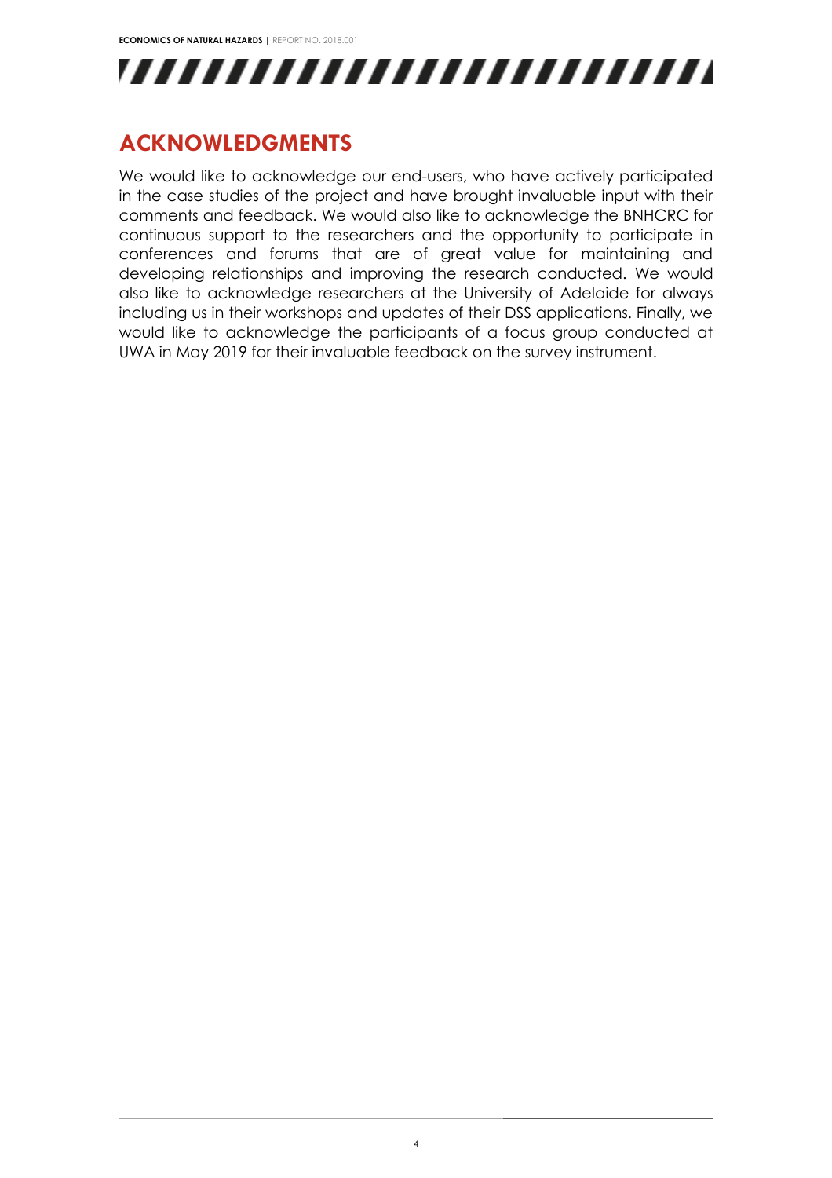## ACKNOWLEDGMENTS

We would like to acknowledge our end-users, who have actively participated in the case studies of the project and have brought invaluable input with their comments and feedback. We would also like to acknowledge the BNHCRC for continuous support to the researchers and the opportunity to participate in conferences and forums that are of great value for maintaining and developing relationships and improving the research conducted. We would also like to acknowledge researchers at the University of Adelaide for always including us in their workshops and updates of their DSS applications. Finally, we would like to acknowledge the participants of a focus group conducted at UWA in May 2019 for their invaluable feedback on the survey instrument.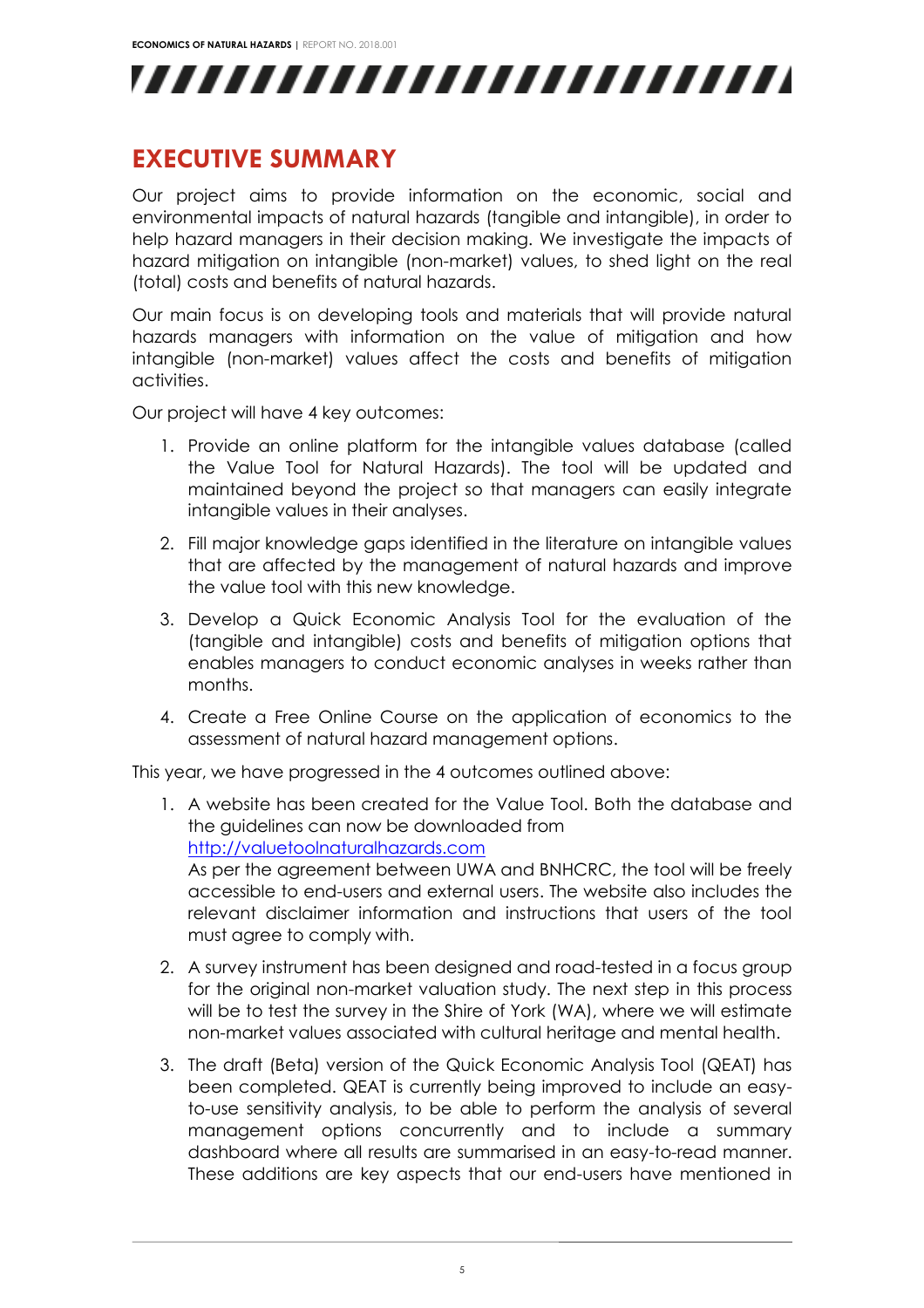# EXECUTIVE SUMMARY

Our project aims to provide information on the economic, social and environmental impacts of natural hazards (tangible and intangible), in order to help hazard managers in their decision making. We investigate the impacts of hazard mitigation on intangible (non-market) values, to shed light on the real (total) costs and benefits of natural hazards.

Our main focus is on developing tools and materials that will provide natural hazards managers with information on the value of mitigation and how intangible (non-market) values affect the costs and benefits of mitigation activities.

Our project will have 4 key outcomes:

1. Provide an online platform for the intangible values database (called the Value Tool for Natural Hazards). The tool will be updated and maintained beyond the project so that managers can easily integrate intangible values in their analyses.
2. Fill major knowledge gaps identified in the literature on intangible values that are affected by the management of natural hazards and improve the value tool with this new knowledge.
3. Develop a Quick Economic Analysis Tool for the evaluation of the (tangible and intangible) costs and benefits of mitigation options that enables managers to conduct economic analyses in weeks rather than months.
4. Create a Free Online Course on the application of economics to the assessment of natural hazard management options.

This year, we have progressed in the 4 outcomes outlined above:

1. A website has been created for the Value Tool. Both the database and the guidelines can now be downloaded from [http://valuetoolnaturalhazards.com](http://valuetoolnaturalhazards.com)
   As per the agreement between UWA and BNHCRC, the tool will be freely accessible to end-users and external users. The website also includes the relevant disclaimer information and instructions that users of the tool must agree to comply with.
2. A survey instrument has been designed and road-tested in a focus group for the original non-market valuation study. The next step in this process will be to test the survey in the Shire of York (WA), where we will estimate non-market values associated with cultural heritage and mental health.
3. The draft (Beta) version of the Quick Economic Analysis Tool (QEAT) has been completed. QEAT is currently being improved to include an easy-to-use sensitivity analysis, to be able to perform the analysis of several management options concurrently and to include a summary dashboard where all results are summarised in an easy-to-read manner. These additions are key aspects that our end-users have mentioned in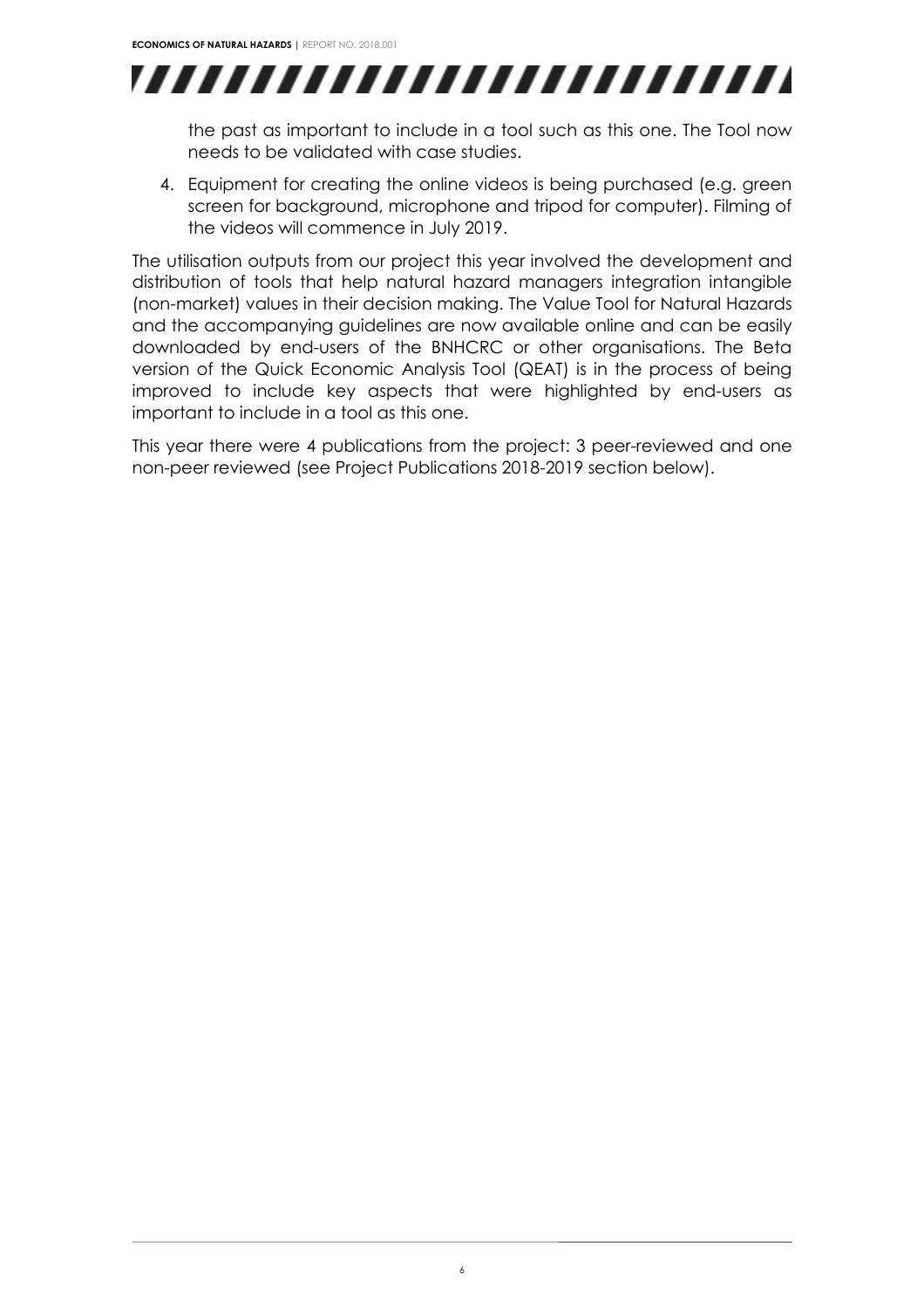the past as important to include in a tool such as this one. The Tool now needs to be validated with case studies.

4. Equipment for creating the online videos is being purchased (e.g. green screen for background, microphone and tripod for computer). Filming of the videos will commence in July 2019.

The utilisation outputs from our project this year involved the development and distribution of tools that help natural hazard managers integration intangible (non-market) values in their decision making. The Value Tool for Natural Hazards and the accompanying guidelines are now available online and can be easily downloaded by end-users of the BNHCRC or other organisations. The Beta version of the Quick Economic Analysis Tool (QEAT) is in the process of being improved to include key aspects that were highlighted by end-users as important to include in a tool as this one.

This year there were 4 publications from the project: 3 peer-reviewed and one non-peer reviewed (see Project Publications 2018-2019 section below).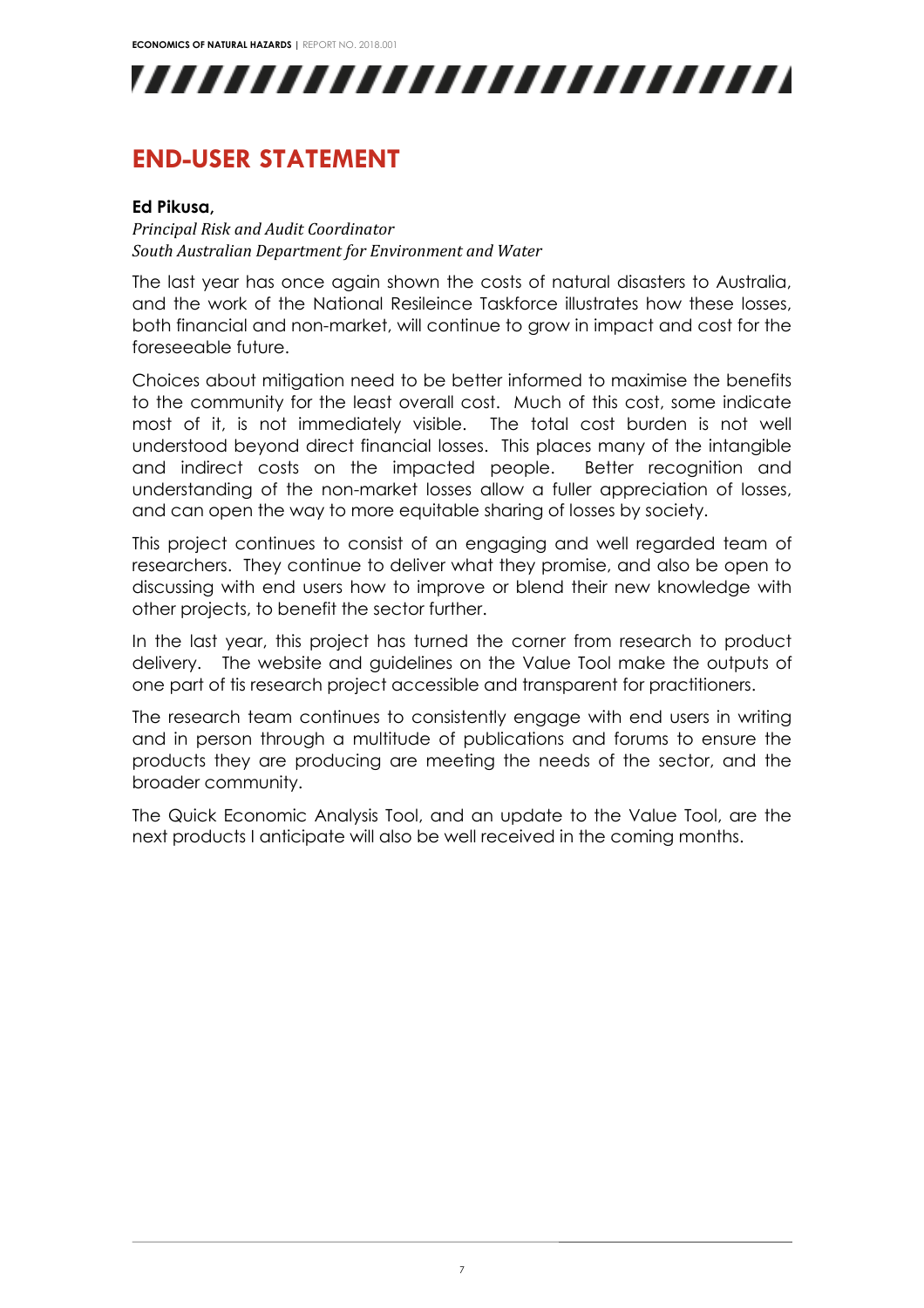# END-USER STATEMENT

**Ed Pikusa,**

*Principal Risk and Audit Coordinator*
*South Australian Department for Environment and Water*

The last year has once again shown the costs of natural disasters to Australia, and the work of the National Resileince Taskforce illustrates how these losses, both financial and non-market, will continue to grow in impact and cost for the foreseeable future.

Choices about mitigation need to be better informed to maximise the benefits to the community for the least overall cost. Much of this cost, some indicate most of it, is not immediately visible. The total cost burden is not well understood beyond direct financial losses. This places many of the intangible and indirect costs on the impacted people. Better recognition and understanding of the non-market losses allow a fuller appreciation of losses, and can open the way to more equitable sharing of losses by society.

This project continues to consist of an engaging and well regarded team of researchers. They continue to deliver what they promise, and also be open to discussing with end users how to improve or blend their new knowledge with other projects, to benefit the sector further.

In the last year, this project has turned the corner from research to product delivery. The website and guidelines on the Value Tool make the outputs of one part of tis research project accessible and transparent for practitioners.

The research team continues to consistently engage with end users in writing and in person through a multitude of publications and forums to ensure the products they are producing are meeting the needs of the sector, and the broader community.

The Quick Economic Analysis Tool, and an update to the Value Tool, are the next products I anticipate will also be well received in the coming months.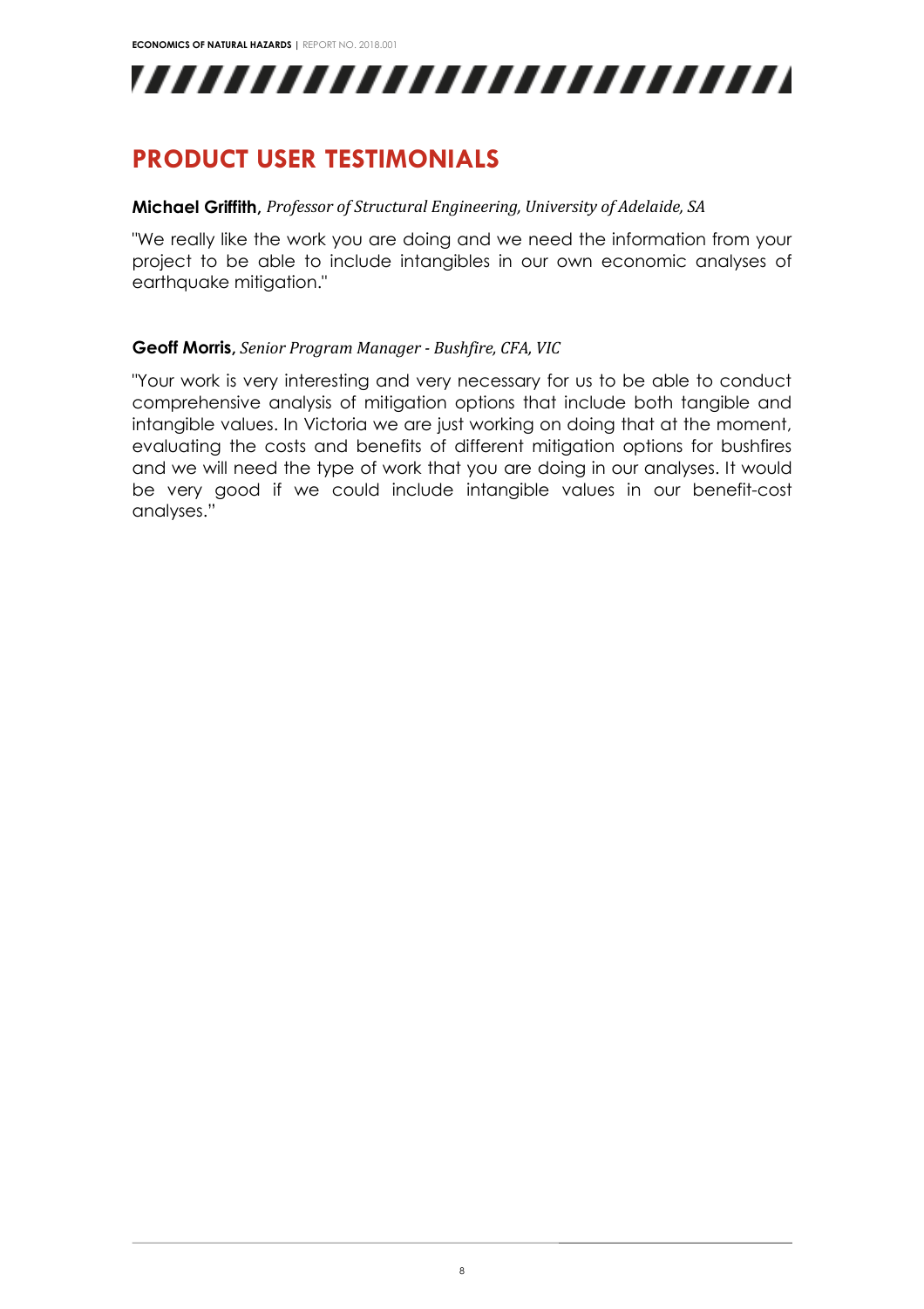## PRODUCT USER TESTIMONIALS

**Michael Griffith**, *Professor of Structural Engineering, University of Adelaide, SA*

"We really like the work you are doing and we need the information from your project to be able to include intangibles in our own economic analyses of earthquake mitigation."

**Geoff Morris**, *Senior Program Manager - Bushfire, CFA, VIC*

"Your work is very interesting and very necessary for us to be able to conduct comprehensive analysis of mitigation options that include both tangible and intangible values. In Victoria we are just working on doing that at the moment, evaluating the costs and benefits of different mitigation options for bushfires and we will need the type of work that you are doing in our analyses. It would be very good if we could include intangible values in our benefit-cost analyses."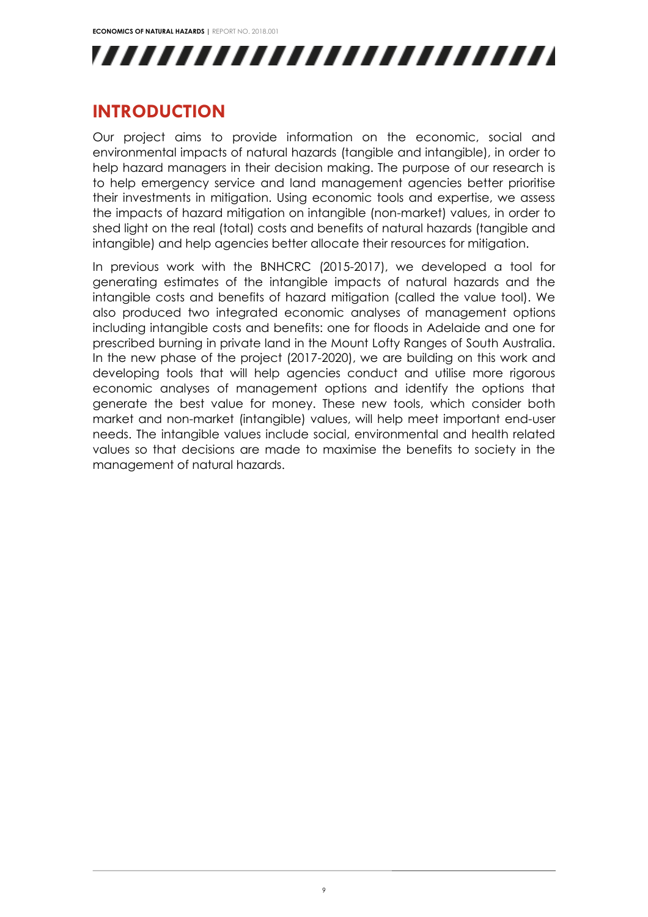# INTRODUCTION

Our project aims to provide information on the economic, social and environmental impacts of natural hazards (tangible and intangible), in order to help hazard managers in their decision making. The purpose of our research is to help emergency service and land management agencies better prioritise their investments in mitigation. Using economic tools and expertise, we assess the impacts of hazard mitigation on intangible (non-market) values, in order to shed light on the real (total) costs and benefits of natural hazards (tangible and intangible) and help agencies better allocate their resources for mitigation.

In previous work with the BNHCRC (2015-2017), we developed a tool for generating estimates of the intangible impacts of natural hazards and the intangible costs and benefits of hazard mitigation (called the value tool). We also produced two integrated economic analyses of management options including intangible costs and benefits: one for floods in Adelaide and one for prescribed burning in private land in the Mount Lofty Ranges of South Australia. In the new phase of the project (2017-2020), we are building on this work and developing tools that will help agencies conduct and utilise more rigorous economic analyses of management options and identify the options that generate the best value for money. These new tools, which consider both market and non-market (intangible) values, will help meet important end-user needs. The intangible values include social, environmental and health related values so that decisions are made to maximise the benefits to society in the management of natural hazards.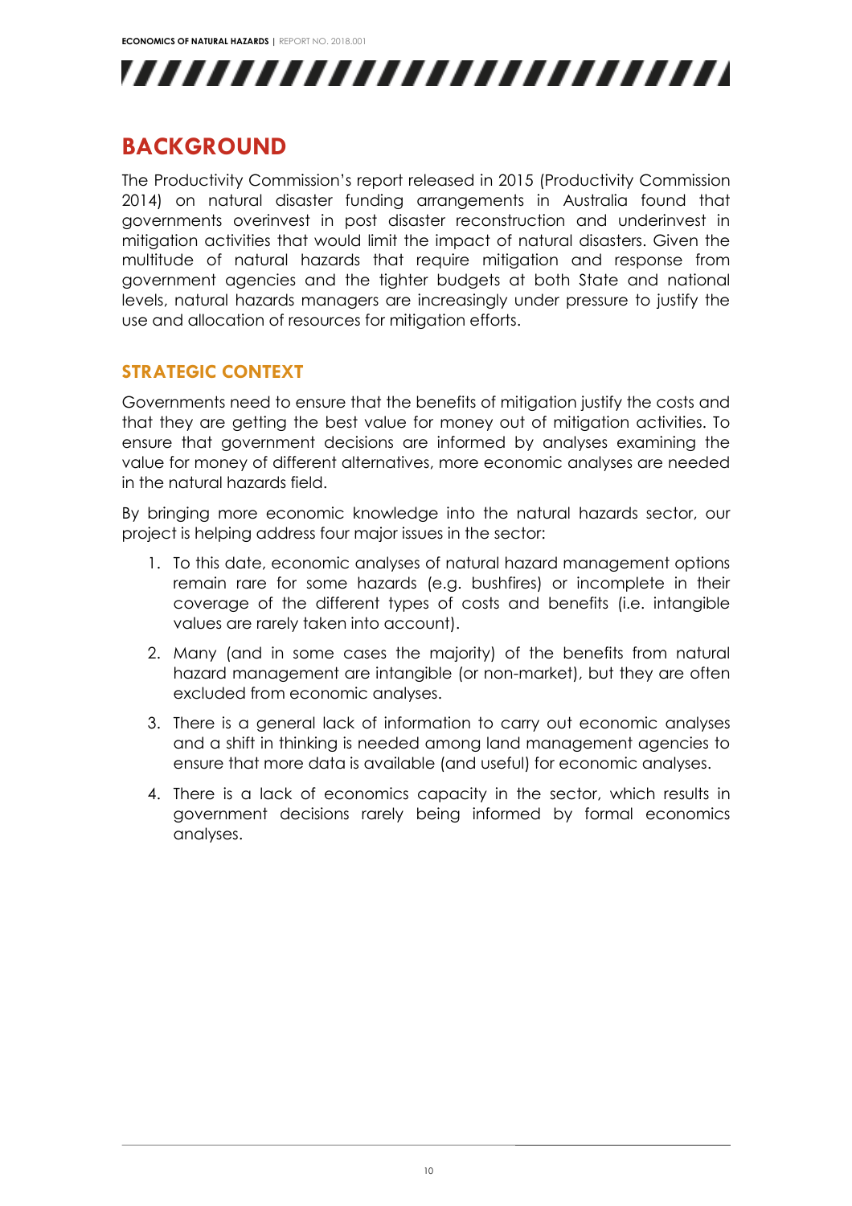## BACKGROUND

The Productivity Commission's report released in 2015 (Productivity Commission 2014) on natural disaster funding arrangements in Australia found that governments overinvest in post disaster reconstruction and underinvest in mitigation activities that would limit the impact of natural disasters. Given the multitude of natural hazards that require mitigation and response from government agencies and the tighter budgets at both State and national levels, natural hazards managers are increasingly under pressure to justify the use and allocation of resources for mitigation efforts.

### STRATEGIC CONTEXT

Governments need to ensure that the benefits of mitigation justify the costs and that they are getting the best value for money out of mitigation activities. To ensure that government decisions are informed by analyses examining the value for money of different alternatives, more economic analyses are needed in the natural hazards field.

By bringing more economic knowledge into the natural hazards sector, our project is helping address four major issues in the sector:

1. To this date, economic analyses of natural hazard management options remain rare for some hazards (e.g. bushfires) or incomplete in their coverage of the different types of costs and benefits (i.e. intangible values are rarely taken into account).
2. Many (and in some cases the majority) of the benefits from natural hazard management are intangible (or non-market), but they are often excluded from economic analyses.
3. There is a general lack of information to carry out economic analyses and a shift in thinking is needed among land management agencies to ensure that more data is available (and useful) for economic analyses.
4. There is a lack of economics capacity in the sector, which results in government decisions rarely being informed by formal economics analyses.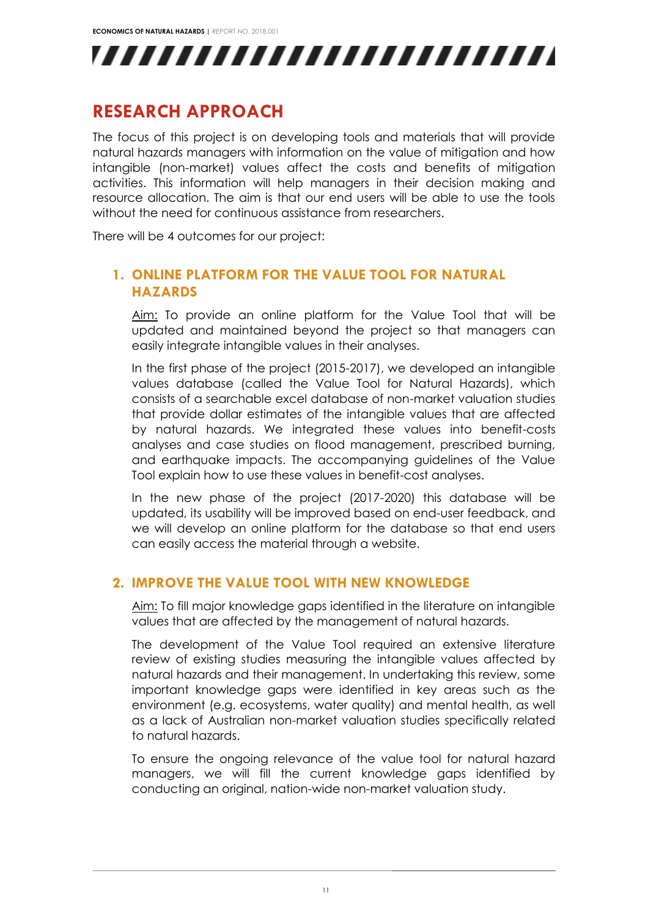# RESEARCH APPROACH

The focus of this project is on developing tools and materials that will provide natural hazards managers with information on the value of mitigation and how intangible (non-market) values affect the costs and benefits of mitigation activities. This information will help managers in their decision making and resource allocation. The aim is that our end users will be able to use the tools without the need for continuous assistance from researchers.

There will be 4 outcomes for our project:

## 1. ONLINE PLATFORM FOR THE VALUE TOOL FOR NATURAL HAZARDS

Aim: To provide an online platform for the Value Tool that will be updated and maintained beyond the project so that managers can easily integrate intangible values in their analyses.

In the first phase of the project (2015-2017), we developed an intangible values database (called the Value Tool for Natural Hazards), which consists of a searchable excel database of non-market valuation studies that provide dollar estimates of the intangible values that are affected by natural hazards. We integrated these values into benefit-costs analyses and case studies on flood management, prescribed burning, and earthquake impacts. The accompanying guidelines of the Value Tool explain how to use these values in benefit-cost analyses.

In the new phase of the project (2017-2020) this database will be updated, its usability will be improved based on end-user feedback, and we will develop an online platform for the database so that end users can easily access the material through a website.

## 2. IMPROVE THE VALUE TOOL WITH NEW KNOWLEDGE

Aim: To fill major knowledge gaps identified in the literature on intangible values that are affected by the management of natural hazards.

The development of the Value Tool required an extensive literature review of existing studies measuring the intangible values affected by natural hazards and their management. In undertaking this review, some important knowledge gaps were identified in key areas such as the environment (e.g. ecosystems, water quality) and mental health, as well as a lack of Australian non-market valuation studies specifically related to natural hazards.

To ensure the ongoing relevance of the value tool for natural hazard managers, we will fill the current knowledge gaps identified by conducting an original, nation-wide non-market valuation study.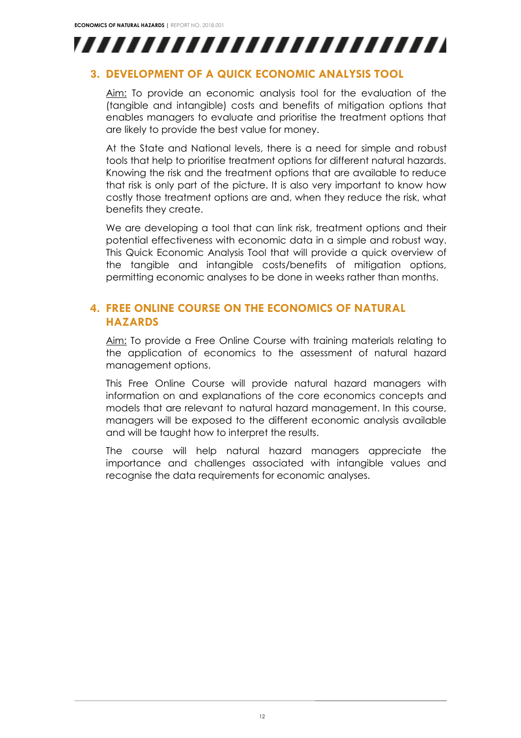## 3. DEVELOPMENT OF A QUICK ECONOMIC ANALYSIS TOOL

Aim: To provide an economic analysis tool for the evaluation of the (tangible and intangible) costs and benefits of mitigation options that enables managers to evaluate and prioritise the treatment options that are likely to provide the best value for money.

At the State and National levels, there is a need for simple and robust tools that help to prioritise treatment options for different natural hazards. Knowing the risk and the treatment options that are available to reduce that risk is only part of the picture. It is also very important to know how costly those treatment options are and, when they reduce the risk, what benefits they create.

We are developing a tool that can link risk, treatment options and their potential effectiveness with economic data in a simple and robust way. This Quick Economic Analysis Tool that will provide a quick overview of the tangible and intangible costs/benefits of mitigation options, permitting economic analyses to be done in weeks rather than months.

## 4. FREE ONLINE COURSE ON THE ECONOMICS OF NATURAL HAZARDS

Aim: To provide a Free Online Course with training materials relating to the application of economics to the assessment of natural hazard management options.

This Free Online Course will provide natural hazard managers with information on and explanations of the core economics concepts and models that are relevant to natural hazard management. In this course, managers will be exposed to the different economic analysis available and will be taught how to interpret the results.

The course will help natural hazard managers appreciate the importance and challenges associated with intangible values and recognise the data requirements for economic analyses.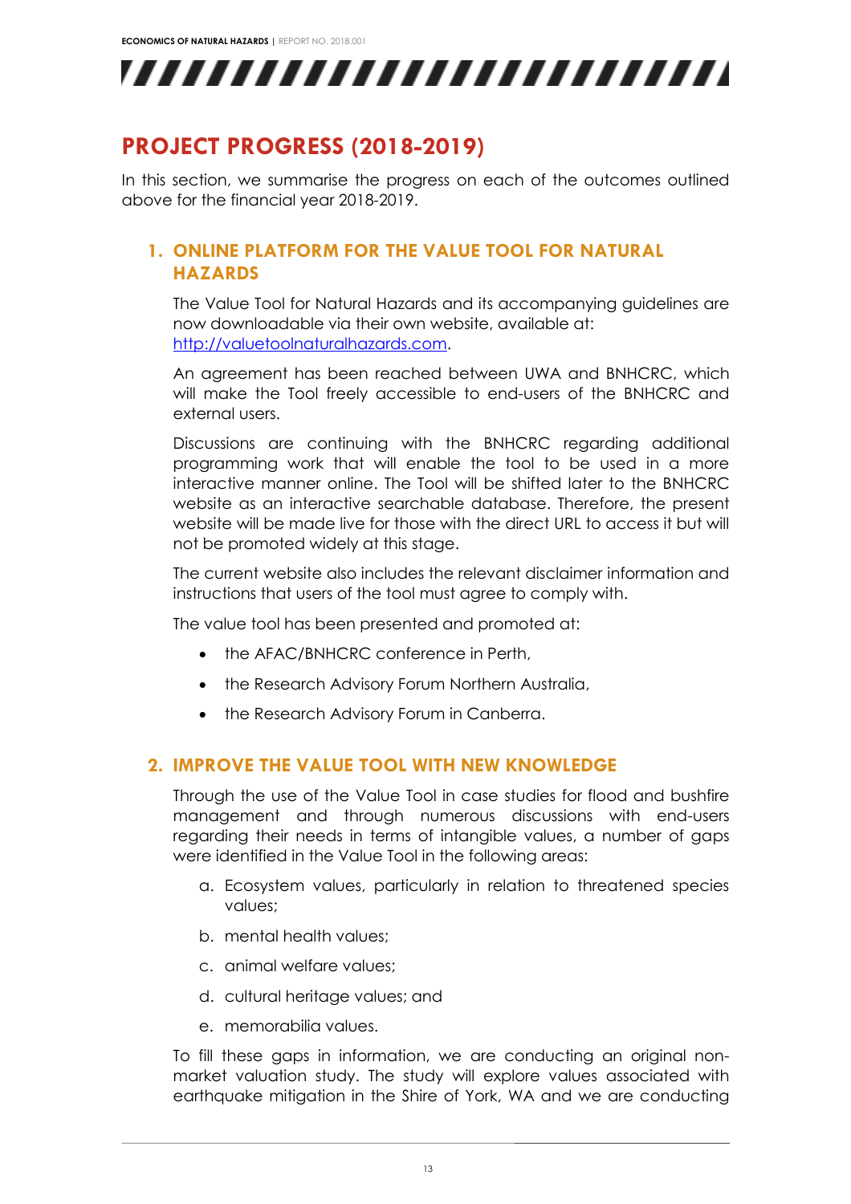## PROJECT PROGRESS (2018-2019)

In this section, we summarise the progress on each of the outcomes outlined above for the financial year 2018-2019.

### 1. ONLINE PLATFORM FOR THE VALUE TOOL FOR NATURAL HAZARDS

The Value Tool for Natural Hazards and its accompanying guidelines are now downloadable via their own website, available at: [http://valuetoolnaturalhazards.com](http://valuetoolnaturalhazards.com).

An agreement has been reached between UWA and BNHCRC, which will make the Tool freely accessible to end-users of the BNHCRC and external users.

Discussions are continuing with the BNHCRC regarding additional programming work that will enable the tool to be used in a more interactive manner online. The Tool will be shifted later to the BNHCRC website as an interactive searchable database. Therefore, the present website will be made live for those with the direct URL to access it but will not be promoted widely at this stage.

The current website also includes the relevant disclaimer information and instructions that users of the tool must agree to comply with.

The value tool has been presented and promoted at:

- the AFAC/BNHCRC conference in Perth,
- the Research Advisory Forum Northern Australia,
- the Research Advisory Forum in Canberra.

### 2. IMPROVE THE VALUE TOOL WITH NEW KNOWLEDGE

Through the use of the Value Tool in case studies for flood and bushfire management and through numerous discussions with end-users regarding their needs in terms of intangible values, a number of gaps were identified in the Value Tool in the following areas:

a. Ecosystem values, particularly in relation to threatened species values;
b. mental health values;
c. animal welfare values;
d. cultural heritage values; and
e. memorabilia values.

To fill these gaps in information, we are conducting an original non-market valuation study. The study will explore values associated with earthquake mitigation in the Shire of York, WA and we are conducting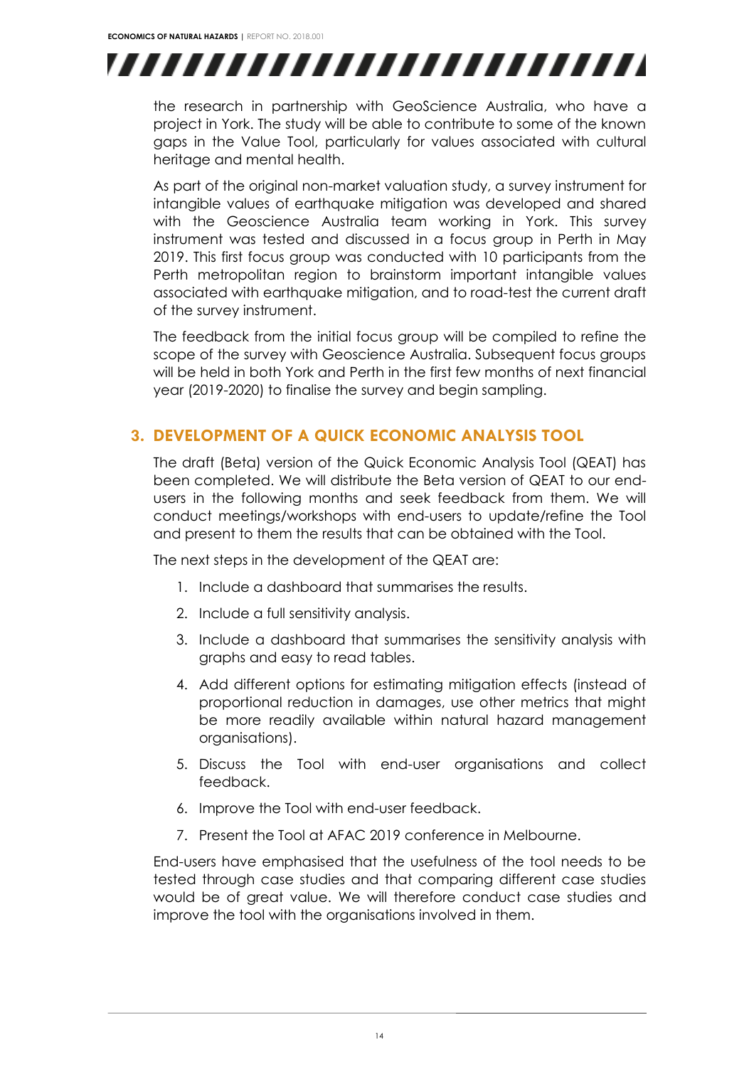the research in partnership with GeoScience Australia, who have a project in York. The study will be able to contribute to some of the known gaps in the Value Tool, particularly for values associated with cultural heritage and mental health.

As part of the original non-market valuation study, a survey instrument for intangible values of earthquake mitigation was developed and shared with the Geoscience Australia team working in York. This survey instrument was tested and discussed in a focus group in Perth in May 2019. This first focus group was conducted with 10 participants from the Perth metropolitan region to brainstorm important intangible values associated with earthquake mitigation, and to road-test the current draft of the survey instrument.

The feedback from the initial focus group will be compiled to refine the scope of the survey with Geoscience Australia. Subsequent focus groups will be held in both York and Perth in the first few months of next financial year (2019-2020) to finalise the survey and begin sampling.

## 3. DEVELOPMENT OF A QUICK ECONOMIC ANALYSIS TOOL

The draft (Beta) version of the Quick Economic Analysis Tool (QEAT) has been completed. We will distribute the Beta version of QEAT to our end-users in the following months and seek feedback from them. We will conduct meetings/workshops with end-users to update/refine the Tool and present to them the results that can be obtained with the Tool.

The next steps in the development of the QEAT are:

1. Include a dashboard that summarises the results.
2. Include a full sensitivity analysis.
3. Include a dashboard that summarises the sensitivity analysis with graphs and easy to read tables.
4. Add different options for estimating mitigation effects (instead of proportional reduction in damages, use other metrics that might be more readily available within natural hazard management organisations).
5. Discuss the Tool with end-user organisations and collect feedback.
6. Improve the Tool with end-user feedback.
7. Present the Tool at AFAC 2019 conference in Melbourne.

End-users have emphasised that the usefulness of the tool needs to be tested through case studies and that comparing different case studies would be of great value. We will therefore conduct case studies and improve the tool with the organisations involved in them.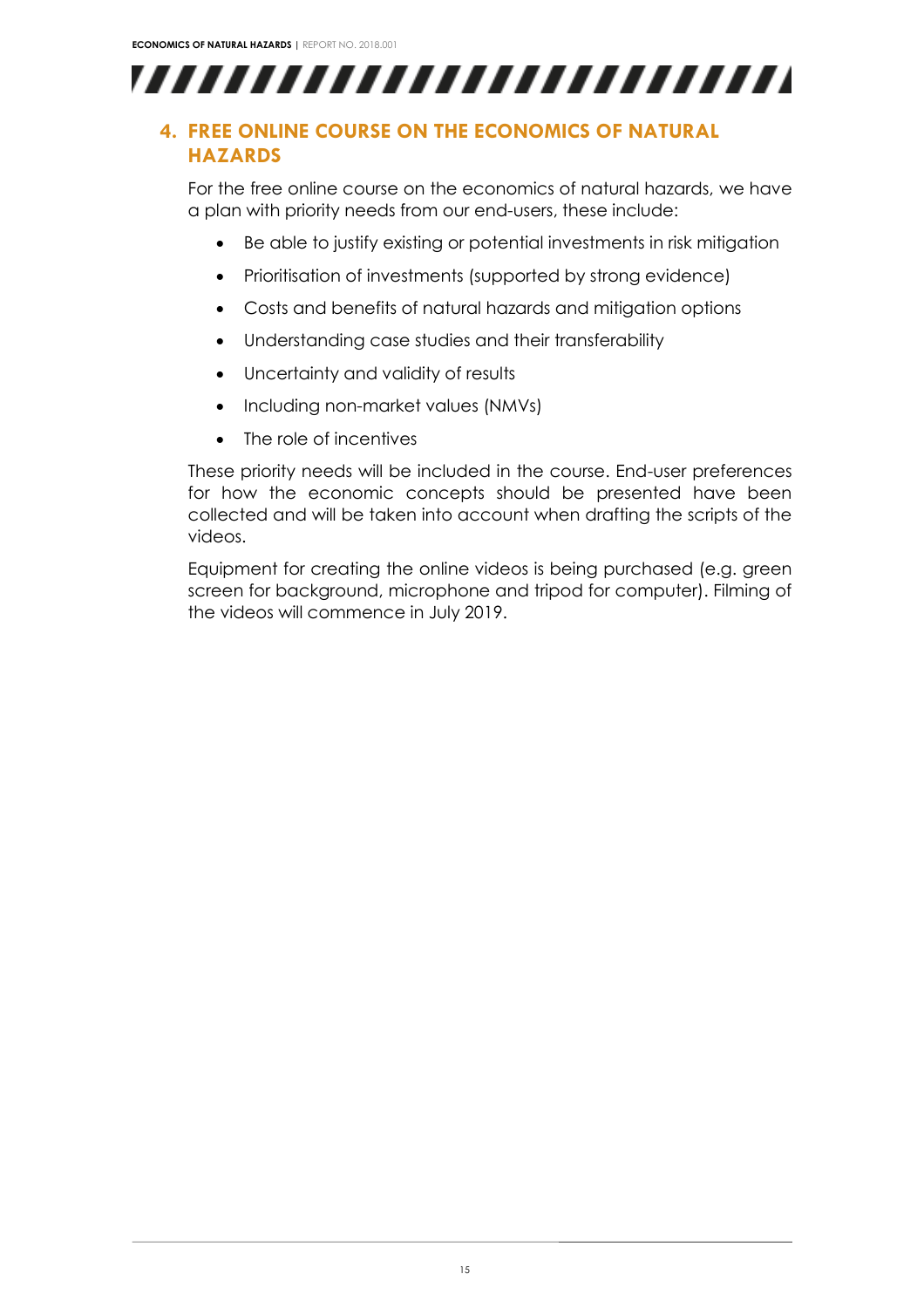## 4. FREE ONLINE COURSE ON THE ECONOMICS OF NATURAL HAZARDS

For the free online course on the economics of natural hazards, we have a plan with priority needs from our end-users, these include:

- Be able to justify existing or potential investments in risk mitigation
- Prioritisation of investments (supported by strong evidence)
- Costs and benefits of natural hazards and mitigation options
- Understanding case studies and their transferability
- Uncertainty and validity of results
- Including non-market values (NMVs)
- The role of incentives

These priority needs will be included in the course. End-user preferences for how the economic concepts should be presented have been collected and will be taken into account when drafting the scripts of the videos.

Equipment for creating the online videos is being purchased (e.g. green screen for background, microphone and tripod for computer). Filming of the videos will commence in July 2019.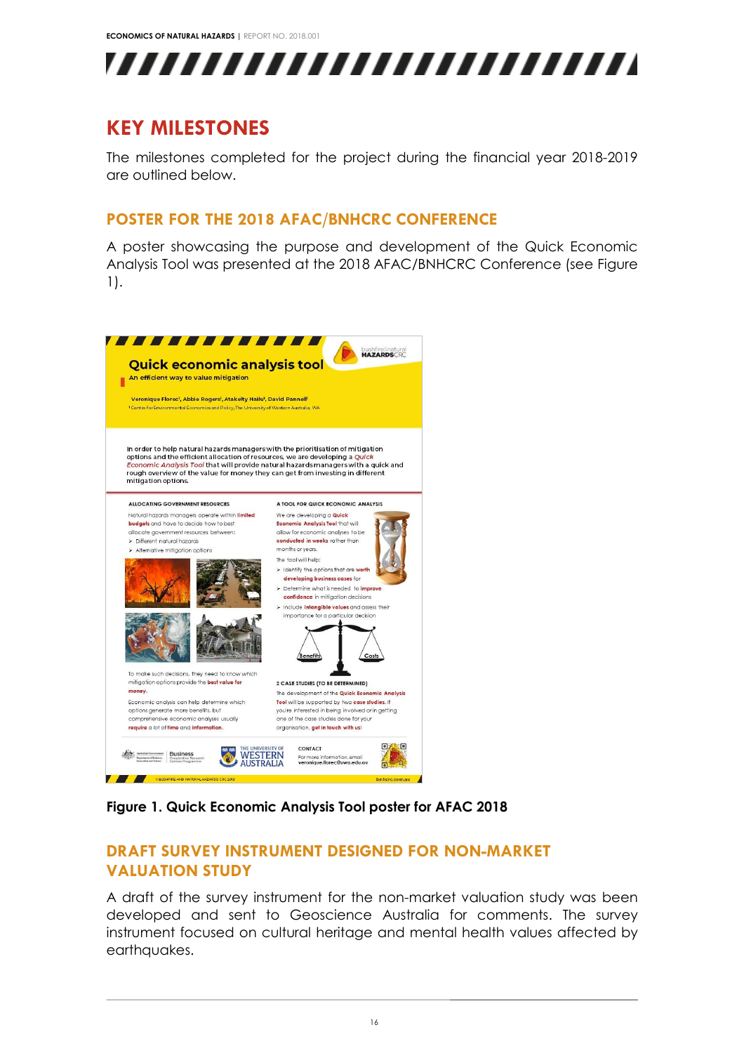# KEY MILESTONES

The milestones completed for the project during the financial year 2018-2019 are outlined below.

## POSTER FOR THE 2018 AFAC/BNHCRC CONFERENCE

A poster showcasing the purpose and development of the Quick Economic Analysis Tool was presented at the 2018 AFAC/BNHCRC Conference (see Figure 1).

**Figure 1. Quick Economic Analysis Tool poster for AFAC 2018**

## DRAFT SURVEY INSTRUMENT DESIGNED FOR NON-MARKET VALUATION STUDY

A draft of the survey instrument for the non-market valuation study was been developed and sent to Geoscience Australia for comments. The survey instrument focused on cultural heritage and mental health values affected by earthquakes.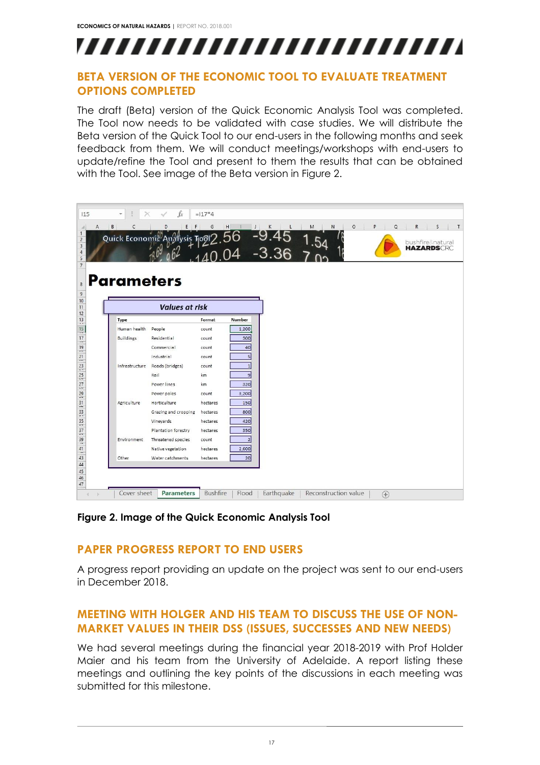## BETA VERSION OF THE ECONOMIC TOOL TO EVALUATE TREATMENT OPTIONS COMPLETED

The draft (Beta) version of the Quick Economic Analysis Tool was completed. The Tool now needs to be validated with case studies. We will distribute the Beta version of the Quick Tool to our end-users in the following months and seek feedback from them. We will conduct meetings/workshops with end-users to update/refine the Tool and present to them the results that can be obtained with the Tool. See image of the Beta version in Figure 2.

**Figure 2. Image of the Quick Economic Analysis Tool**

## PAPER PROGRESS REPORT TO END USERS

A progress report providing an update on the project was sent to our end-users in December 2018.

## MEETING WITH HOLGER AND HIS TEAM TO DISCUSS THE USE OF NON-MARKET VALUES IN THEIR DSS (ISSUES, SUCCESSES AND NEW NEEDS)

We had several meetings during the financial year 2018-2019 with Prof Holder Maier and his team from the University of Adelaide. A report listing these meetings and outlining the key points of the discussions in each meeting was submitted for this milestone.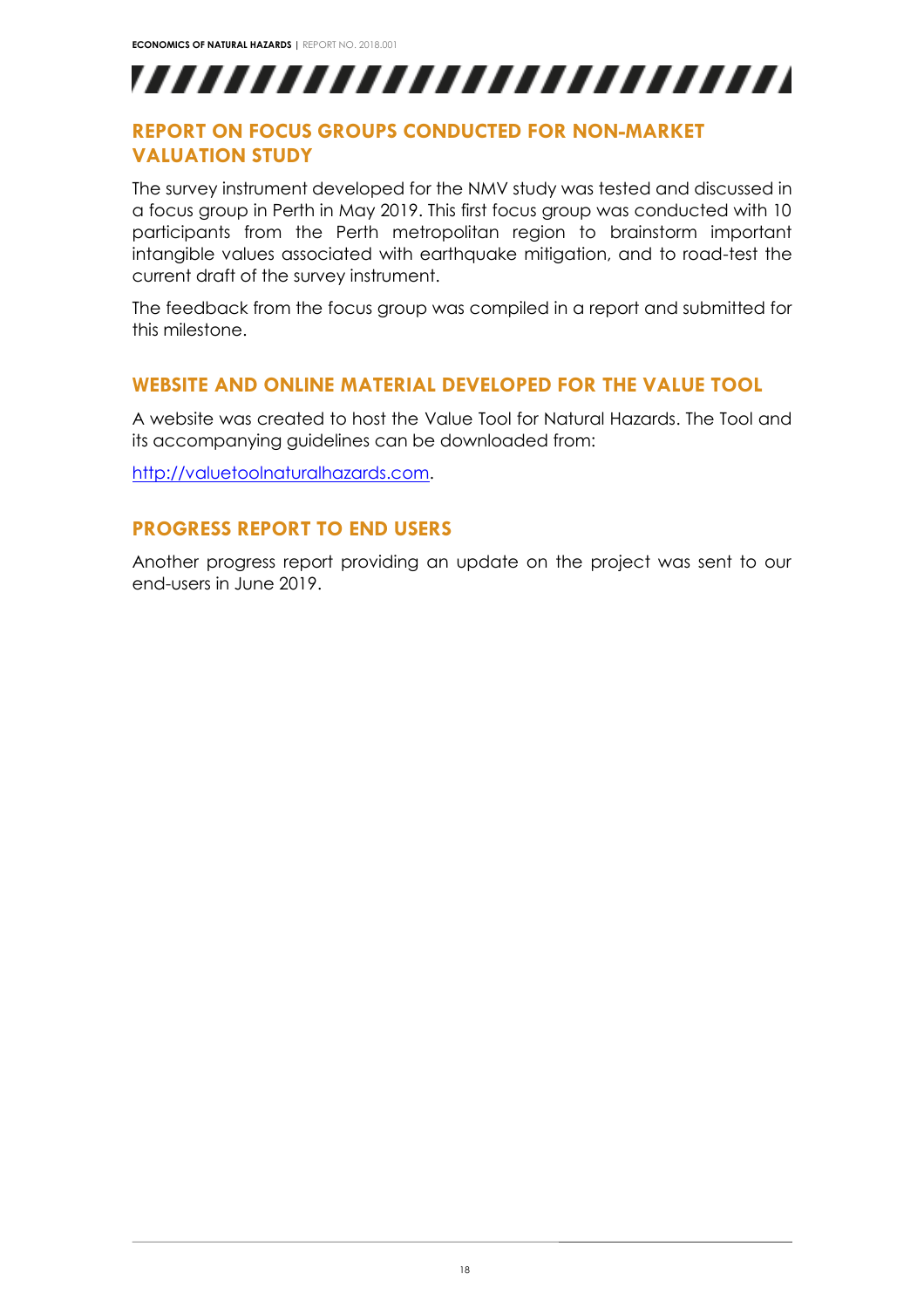## REPORT ON FOCUS GROUPS CONDUCTED FOR NON-MARKET VALUATION STUDY

The survey instrument developed for the NMV study was tested and discussed in a focus group in Perth in May 2019. This first focus group was conducted with 10 participants from the Perth metropolitan region to brainstorm important intangible values associated with earthquake mitigation, and to road-test the current draft of the survey instrument.

The feedback from the focus group was compiled in a report and submitted for this milestone.

## WEBSITE AND ONLINE MATERIAL DEVELOPED FOR THE VALUE TOOL

A website was created to host the Value Tool for Natural Hazards. The Tool and its accompanying guidelines can be downloaded from:

http://valuetoolnaturalhazards.com.

## PROGRESS REPORT TO END USERS

Another progress report providing an update on the project was sent to our end-users in June 2019.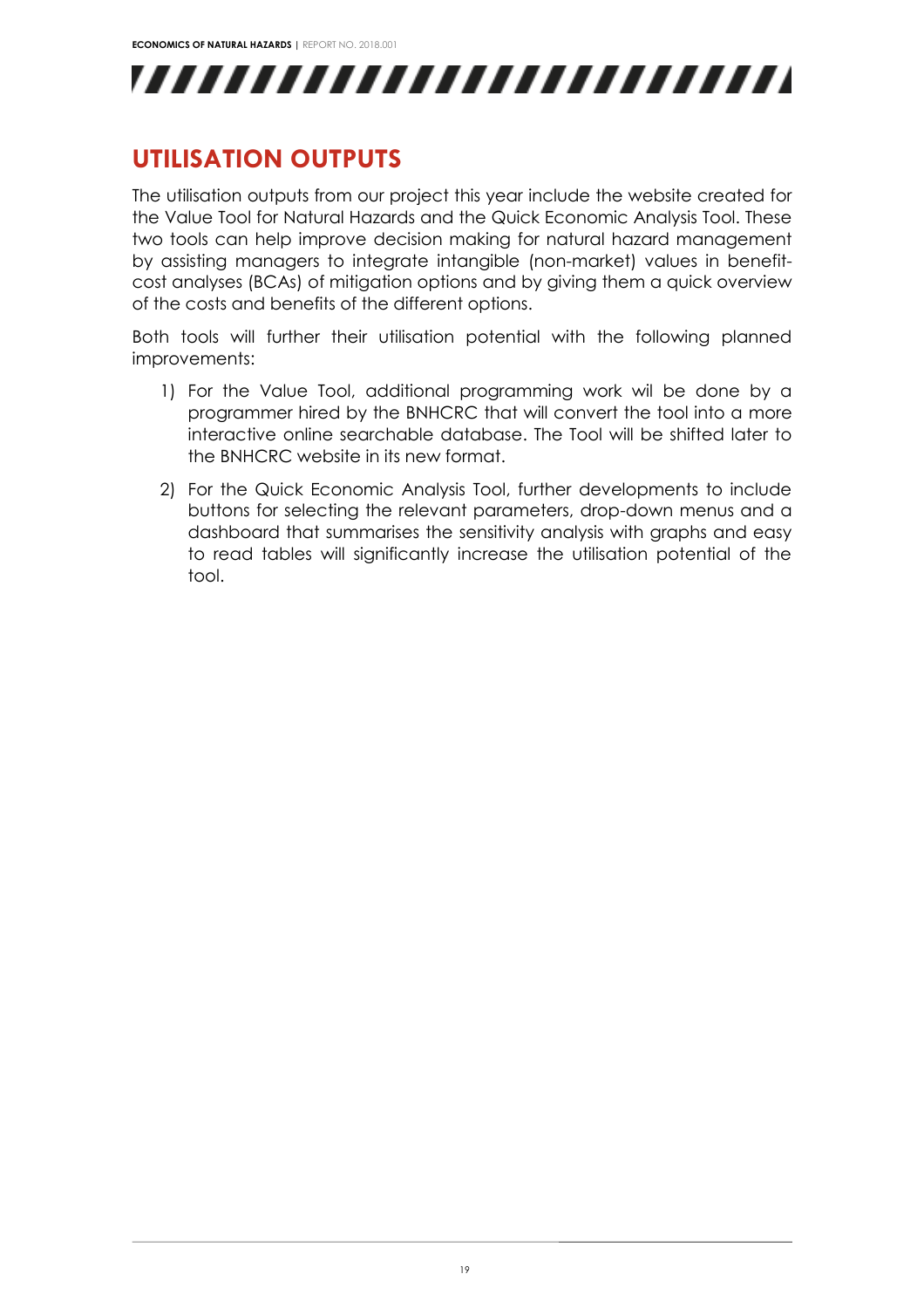## UTILISATION OUTPUTS

The utilisation outputs from our project this year include the website created for the Value Tool for Natural Hazards and the Quick Economic Analysis Tool. These two tools can help improve decision making for natural hazard management by assisting managers to integrate intangible (non-market) values in benefit-cost analyses (BCAs) of mitigation options and by giving them a quick overview of the costs and benefits of the different options.

Both tools will further their utilisation potential with the following planned improvements:

1) For the Value Tool, additional programming work wil be done by a programmer hired by the BNHCRC that will convert the tool into a more interactive online searchable database. The Tool will be shifted later to the BNHCRC website in its new format.
2) For the Quick Economic Analysis Tool, further developments to include buttons for selecting the relevant parameters, drop-down menus and a dashboard that summarises the sensitivity analysis with graphs and easy to read tables will significantly increase the utilisation potential of the tool.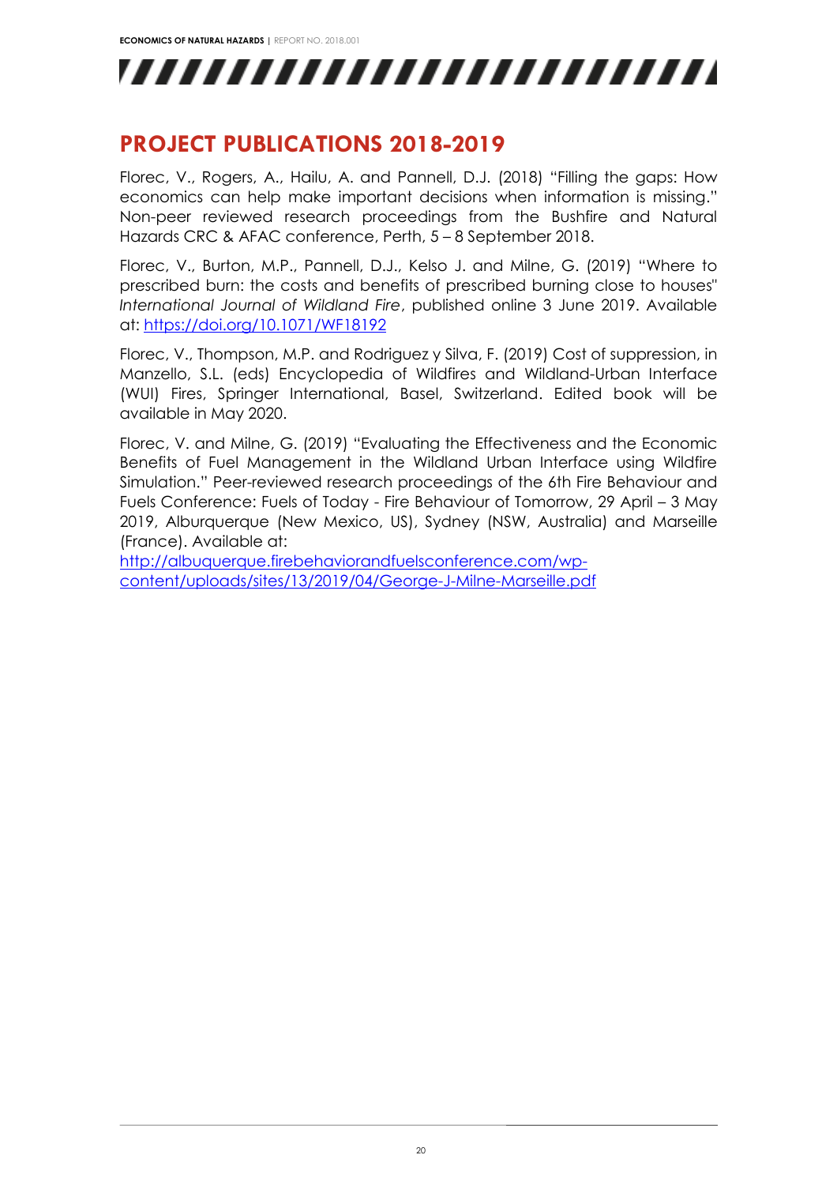## PROJECT PUBLICATIONS 2018-2019

Florec, V., Rogers, A., Hailu, A. and Pannell, D.J. (2018) "Filling the gaps: How economics can help make important decisions when information is missing." Non-peer reviewed research proceedings from the Bushfire and Natural Hazards CRC & AFAC conference, Perth, 5 – 8 September 2018.

Florec, V., Burton, M.P., Pannell, D.J., Kelso J. and Milne, G. (2019) "Where to prescribed burn: the costs and benefits of prescribed burning close to houses" *International Journal of Wildland Fire*, published online 3 June 2019. Available at: [https://doi.org/10.1071/WF18192](https://doi.org/10.1071/WF18192)

Florec, V., Thompson, M.P. and Rodriguez y Silva, F. (2019) Cost of suppression, in Manzello, S.L. (eds) Encyclopedia of Wildfires and Wildland-Urban Interface (WUI) Fires, Springer International, Basel, Switzerland. Edited book will be available in May 2020.

Florec, V. and Milne, G. (2019) "Evaluating the Effectiveness and the Economic Benefits of Fuel Management in the Wildland Urban Interface using Wildfire Simulation." Peer-reviewed research proceedings of the 6th Fire Behaviour and Fuels Conference: Fuels of Today - Fire Behaviour of Tomorrow, 29 April – 3 May 2019, Alburqurque (New Mexico, US), Sydney (NSW, Australia) and Marseille (France). Available at: [http://albuquerque.firebehaviorandfuelsconference.com/wp-content/uploads/sites/13/2019/04/George-J-Milne-Marseille.pdf](http://albuquerque.firebehaviorandfuelsconference.com/wp-content/uploads/sites/13/2019/04/George-J-Milne-Marseille.pdf)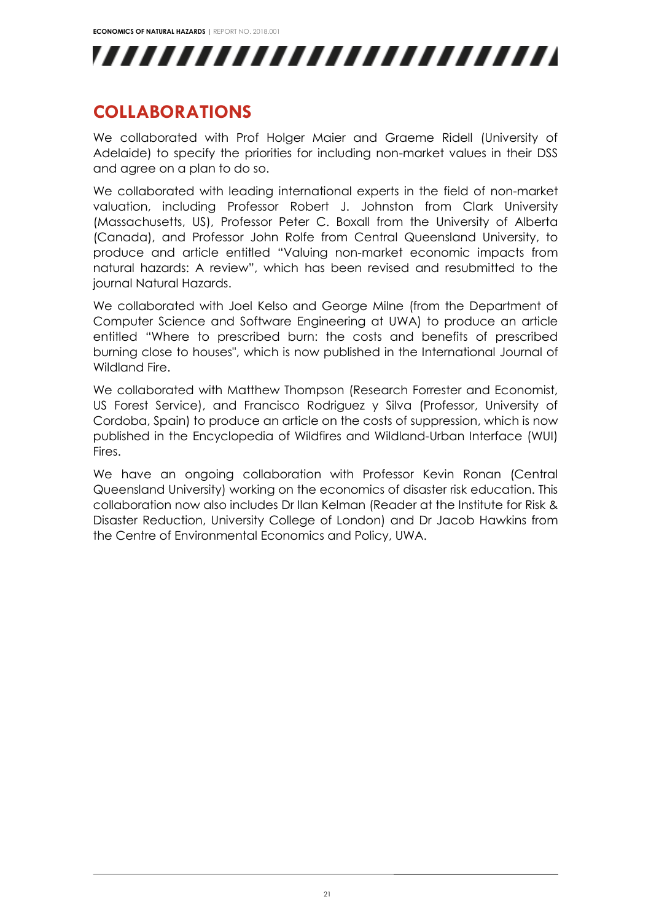## COLLABORATIONS

We collaborated with Prof Holger Maier and Graeme Ridell (University of Adelaide) to specify the priorities for including non-market values in their DSS and agree on a plan to do so.

We collaborated with leading international experts in the field of non-market valuation, including Professor Robert J. Johnston from Clark University (Massachusetts, US), Professor Peter C. Boxall from the University of Alberta (Canada), and Professor John Rolfe from Central Queensland University, to produce and article entitled "Valuing non-market economic impacts from natural hazards: A review", which has been revised and resubmitted to the journal Natural Hazards.

We collaborated with Joel Kelso and George Milne (from the Department of Computer Science and Software Engineering at UWA) to produce an article entitled "Where to prescribed burn: the costs and benefits of prescribed burning close to houses", which is now published in the International Journal of Wildland Fire.

We collaborated with Matthew Thompson (Research Forrester and Economist, US Forest Service), and Francisco Rodriguez y Silva (Professor, University of Cordoba, Spain) to produce an article on the costs of suppression, which is now published in the Encyclopedia of Wildfires and Wildland-Urban Interface (WUI) Fires.

We have an ongoing collaboration with Professor Kevin Ronan (Central Queensland University) working on the economics of disaster risk education. This collaboration now also includes Dr Ilan Kelman (Reader at the Institute for Risk & Disaster Reduction, University College of London) and Dr Jacob Hawkins from the Centre of Environmental Economics and Policy, UWA.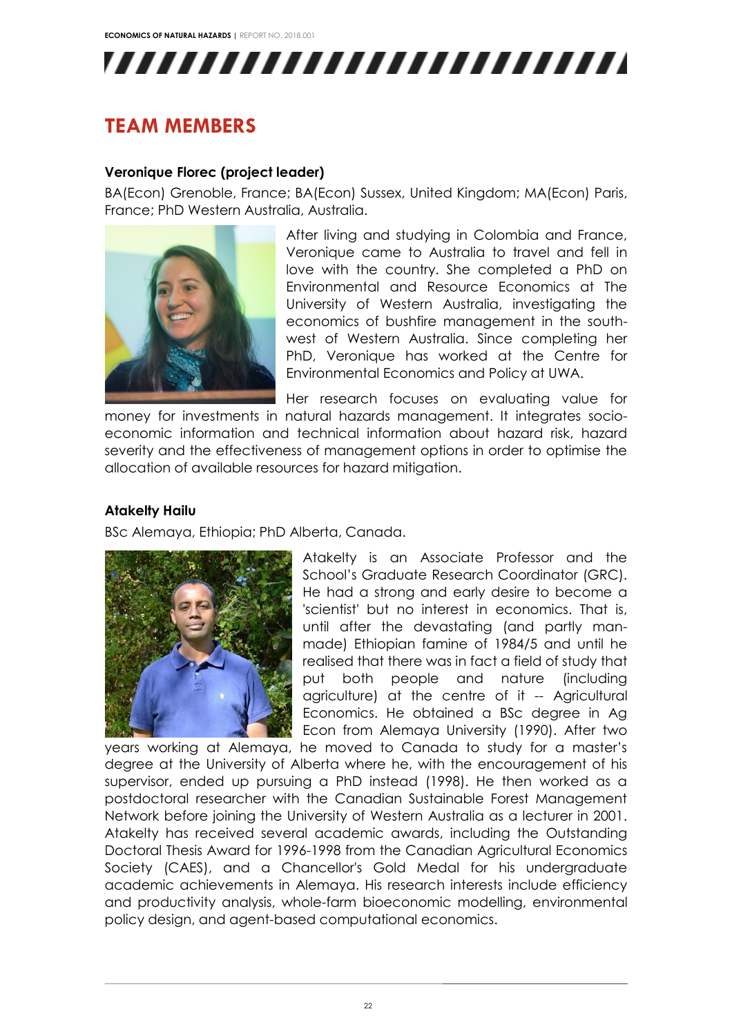## TEAM MEMBERS

### Veronique Florec (project leader)

BA(Econ) Grenoble, France; BA(Econ) Sussex, United Kingdom; MA(Econ) Paris, France; PhD Western Australia, Australia.

After living and studying in Colombia and France, Veronique came to Australia to travel and fell in love with the country. She completed a PhD on Environmental and Resource Economics at The University of Western Australia, investigating the economics of bushfire management in the south-west of Western Australia. Since completing her PhD, Veronique has worked at the Centre for Environmental Economics and Policy at UWA.

Her research focuses on evaluating value for money for investments in natural hazards management. It integrates socio-economic information and technical information about hazard risk, hazard severity and the effectiveness of management options in order to optimise the allocation of available resources for hazard mitigation.

### Atakelty Hailu

BSc Alemaya, Ethiopia; PhD Alberta, Canada.

Atakelty is an Associate Professor and the School's Graduate Research Coordinator (GRC). He had a strong and early desire to become a 'scientist' but no interest in economics. That is, until after the devastating (and partly man-made) Ethiopian famine of 1984/5 and until he realised that there was in fact a field of study that put both people and nature (including agriculture) at the centre of it -- Agricultural Economics. He obtained a BSc degree in Ag Econ from Alemaya University (1990). After two years working at Alemaya, he moved to Canada to study for a master's degree at the University of Alberta where he, with the encouragement of his supervisor, ended up pursuing a PhD instead (1998). He then worked as a postdoctoral researcher with the Canadian Sustainable Forest Management Network before joining the University of Western Australia as a lecturer in 2001. Atakelty has received several academic awards, including the Outstanding Doctoral Thesis Award for 1996-1998 from the Canadian Agricultural Economics Society (CAES), and a Chancellor's Gold Medal for his undergraduate academic achievements in Alemaya. His research interests include efficiency and productivity analysis, whole-farm bioeconomic modelling, environmental policy design, and agent-based computational economics.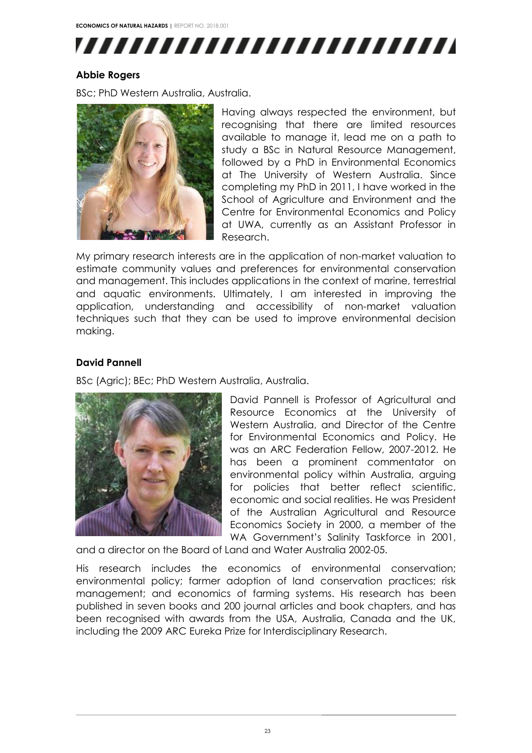**Abbie Rogers**

BSc; PhD Western Australia, Australia.

Having always respected the environment, but recognising that there are limited resources available to manage it, lead me on a path to study a BSc in Natural Resource Management, followed by a PhD in Environmental Economics at The University of Western Australia. Since completing my PhD in 2011, I have worked in the School of Agriculture and Environment and the Centre for Environmental Economics and Policy at UWA, currently as an Assistant Professor in Research.

My primary research interests are in the application of non-market valuation to estimate community values and preferences for environmental conservation and management. This includes applications in the context of marine, terrestrial and aquatic environments. Ultimately, I am interested in improving the application, understanding and accessibility of non-market valuation techniques such that they can be used to improve environmental decision making.

**David Pannell**

BSc (Agric); BEc; PhD Western Australia, Australia.

David Pannell is Professor of Agricultural and Resource Economics at the University of Western Australia, and Director of the Centre for Environmental Economics and Policy. He was an ARC Federation Fellow, 2007-2012. He has been a prominent commentator on environmental policy within Australia, arguing for policies that better reflect scientific, economic and social realities. He was President of the Australian Agricultural and Resource Economics Society in 2000, a member of the WA Government's Salinity Taskforce in 2001, and a director on the Board of Land and Water Australia 2002-05.

His research includes the economics of environmental conservation; environmental policy; farmer adoption of land conservation practices; risk management; and economics of farming systems. His research has been published in seven books and 200 journal articles and book chapters, and has been recognised with awards from the USA, Australia, Canada and the UK, including the 2009 ARC Eureka Prize for Interdisciplinary Research.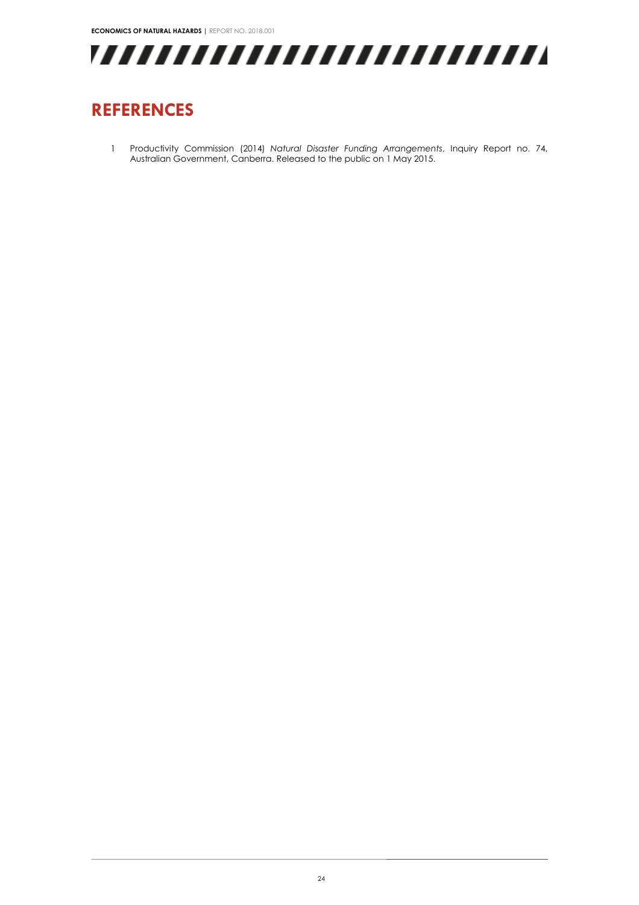# REFERENCES

1. Productivity Commission (2014) *Natural Disaster Funding Arrangements*, Inquiry Report no. 74, Australian Government, Canberra. Released to the public on 1 May 2015.